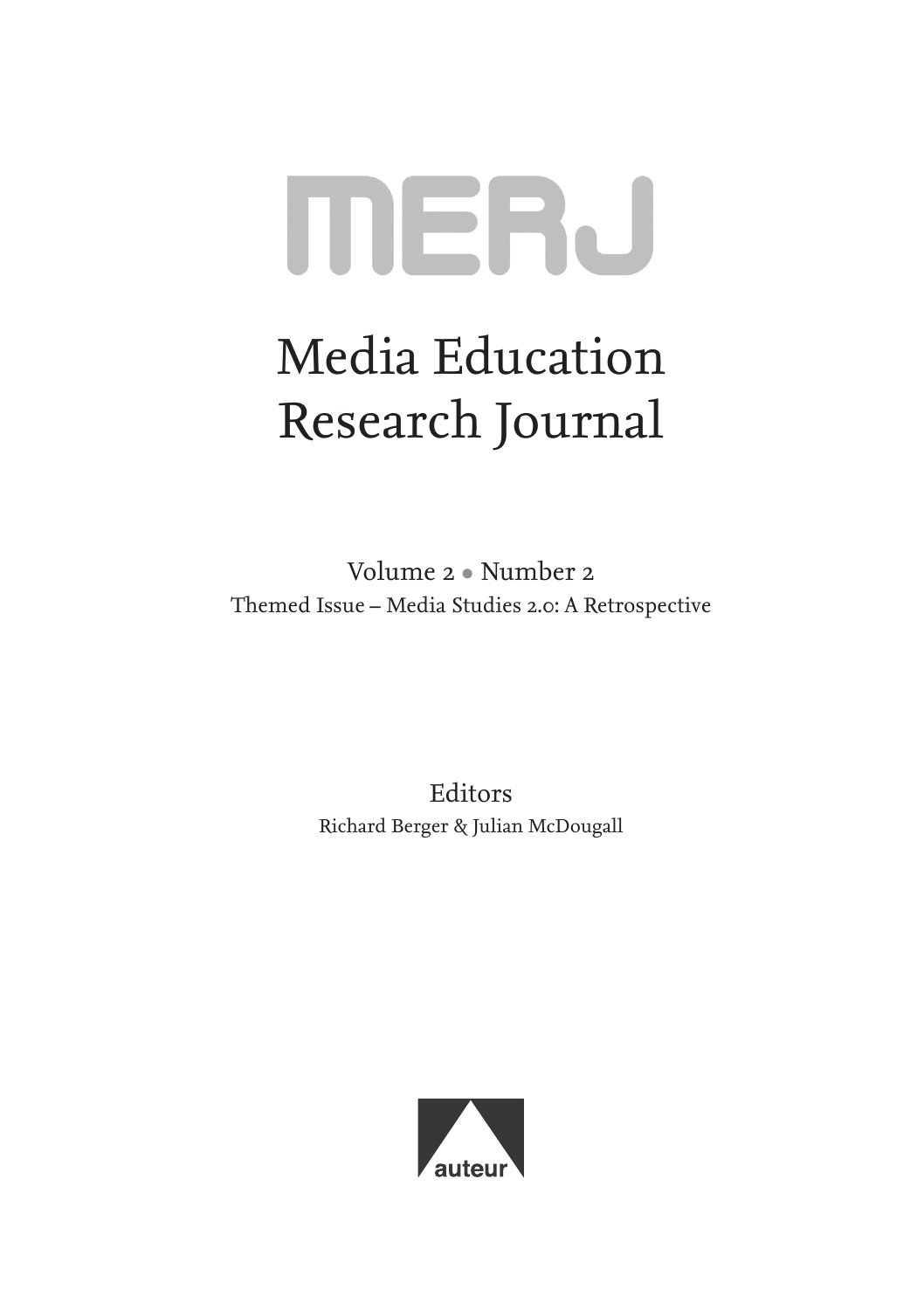# MERJ

# Media Education Research Journal

Volume 2 • Number 2

Themed Issue – Media Studies 2.0: A Retrospective

Editors

Richard Berger & Julian McDougall

auteur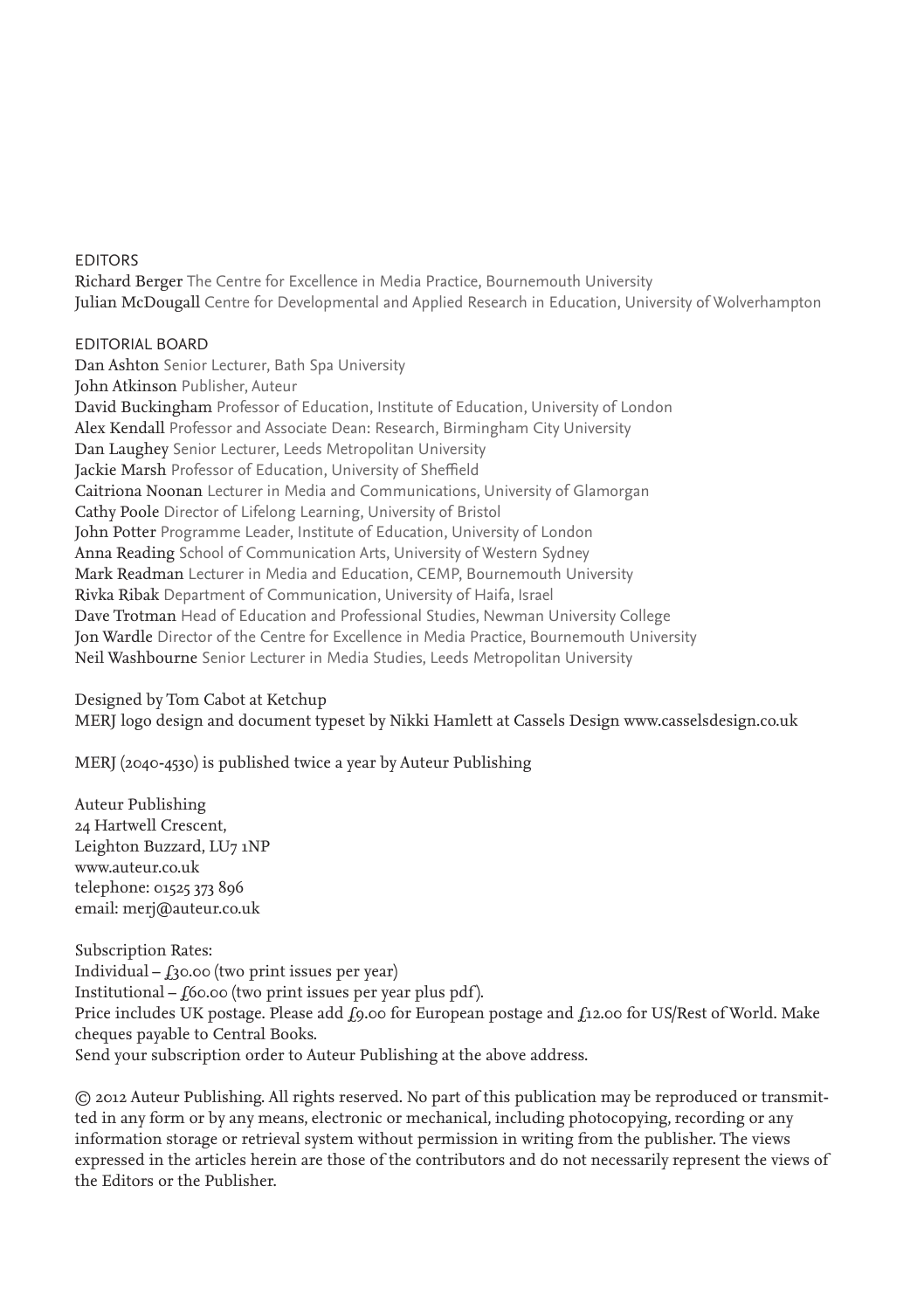## EDITORS

Richard Berger The Centre for Excellence in Media Practice, Bournemouth University
Julian McDougall Centre for Developmental and Applied Research in Education, University of Wolverhampton

## EDITORIAL BOARD

Dan Ashton Senior Lecturer, Bath Spa University
John Atkinson Publisher, Auteur
David Buckingham Professor of Education, Institute of Education, University of London
Alex Kendall Professor and Associate Dean: Research, Birmingham City University
Dan Laughey Senior Lecturer, Leeds Metropolitan University
Jackie Marsh Professor of Education, University of Sheffield
Caitriona Noonan Lecturer in Media and Communications, University of Glamorgan
Cathy Poole Director of Lifelong Learning, University of Bristol
John Potter Programme Leader, Institute of Education, University of London
Anna Reading School of Communication Arts, University of Western Sydney
Mark Readman Lecturer in Media and Education, CEMP, Bournemouth University
Rivka Ribak Department of Communication, University of Haifa, Israel
Dave Trotman Head of Education and Professional Studies, Newman University College
Jon Wardle Director of the Centre for Excellence in Media Practice, Bournemouth University
Neil Washbourne Senior Lecturer in Media Studies, Leeds Metropolitan University

Designed by Tom Cabot at Ketchup
MERJ logo design and document typeset by Nikki Hamlett at Cassels Design www.casselsdesign.co.uk

MERJ (2040-4530) is published twice a year by Auteur Publishing

Auteur Publishing
24 Hartwell Crescent,
Leighton Buzzard, LU7 1NP
www.auteur.co.uk
telephone: 01525 373 896
email: merj@auteur.co.uk

Subscription Rates:
Individual – £30.00 (two print issues per year)
Institutional – £60.00 (two print issues per year plus pdf).
Price includes UK postage. Please add £9.00 for European postage and £12.00 for US/Rest of World. Make cheques payable to Central Books.
Send your subscription order to Auteur Publishing at the above address.

© 2012 Auteur Publishing. All rights reserved. No part of this publication may be reproduced or transmitted in any form or by any means, electronic or mechanical, including photocopying, recording or any information storage or retrieval system without permission in writing from the publisher. The views expressed in the articles herein are those of the contributors and do not necessarily represent the views of the Editors or the Publisher.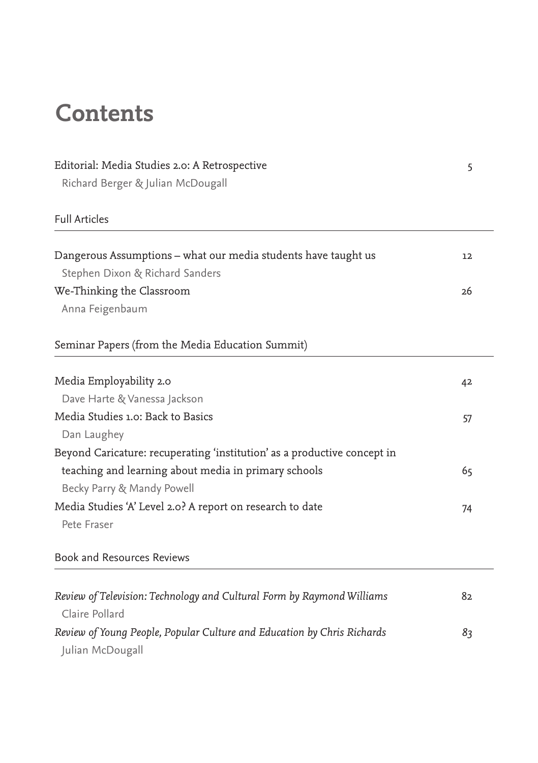# Contents

Editorial: Media Studies 2.0: A Retrospective — 5
Richard Berger & Julian McDougall

## Full Articles

Dangerous Assumptions – what our media students have taught us — 12
Stephen Dixon & Richard Sanders

We-Thinking the Classroom — 26
Anna Feigenbaum

## Seminar Papers (from the Media Education Summit)

Media Employability 2.0 — 42
Dave Harte & Vanessa Jackson

Media Studies 1.0: Back to Basics — 57
Dan Laughey

Beyond Caricature: recuperating 'institution' as a productive concept in teaching and learning about media in primary schools — 65
Becky Parry & Mandy Powell

Media Studies 'A' Level 2.0? A report on research to date — 74
Pete Fraser

## Book and Resources Reviews

*Review of Television: Technology and Cultural Form by Raymond Williams* — 82
Claire Pollard

*Review of Young People, Popular Culture and Education by Chris Richards* — *83*
Julian McDougall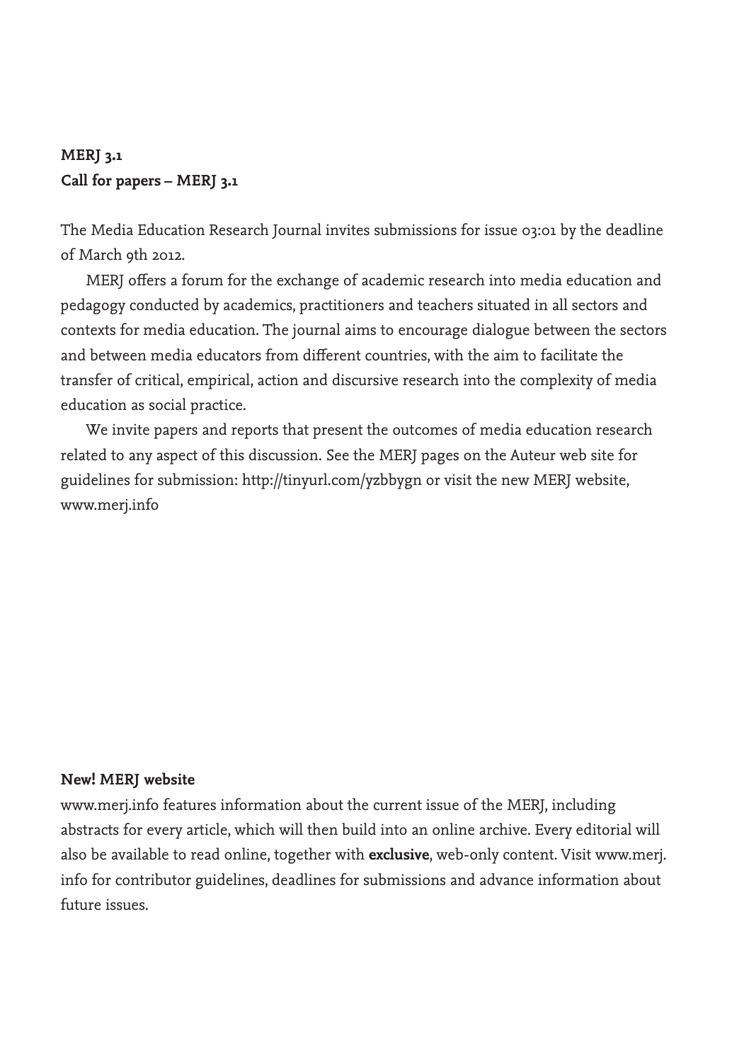**MERJ 3.1**
**Call for papers – MERJ 3.1**

The Media Education Research Journal invites submissions for issue 03:01 by the deadline of March 9th 2012.

MERJ offers a forum for the exchange of academic research into media education and pedagogy conducted by academics, practitioners and teachers situated in all sectors and contexts for media education. The journal aims to encourage dialogue between the sectors and between media educators from different countries, with the aim to facilitate the transfer of critical, empirical, action and discursive research into the complexity of media education as social practice.

We invite papers and reports that present the outcomes of media education research related to any aspect of this discussion. See the MERJ pages on the Auteur web site for guidelines for submission: http://tinyurl.com/yzbbygn or visit the new MERJ website, www.merj.info

**New! MERJ website**

www.merj.info features information about the current issue of the MERJ, including abstracts for every article, which will then build into an online archive. Every editorial will also be available to read online, together with **exclusive**, web-only content. Visit www.merj.info for contributor guidelines, deadlines for submissions and advance information about future issues.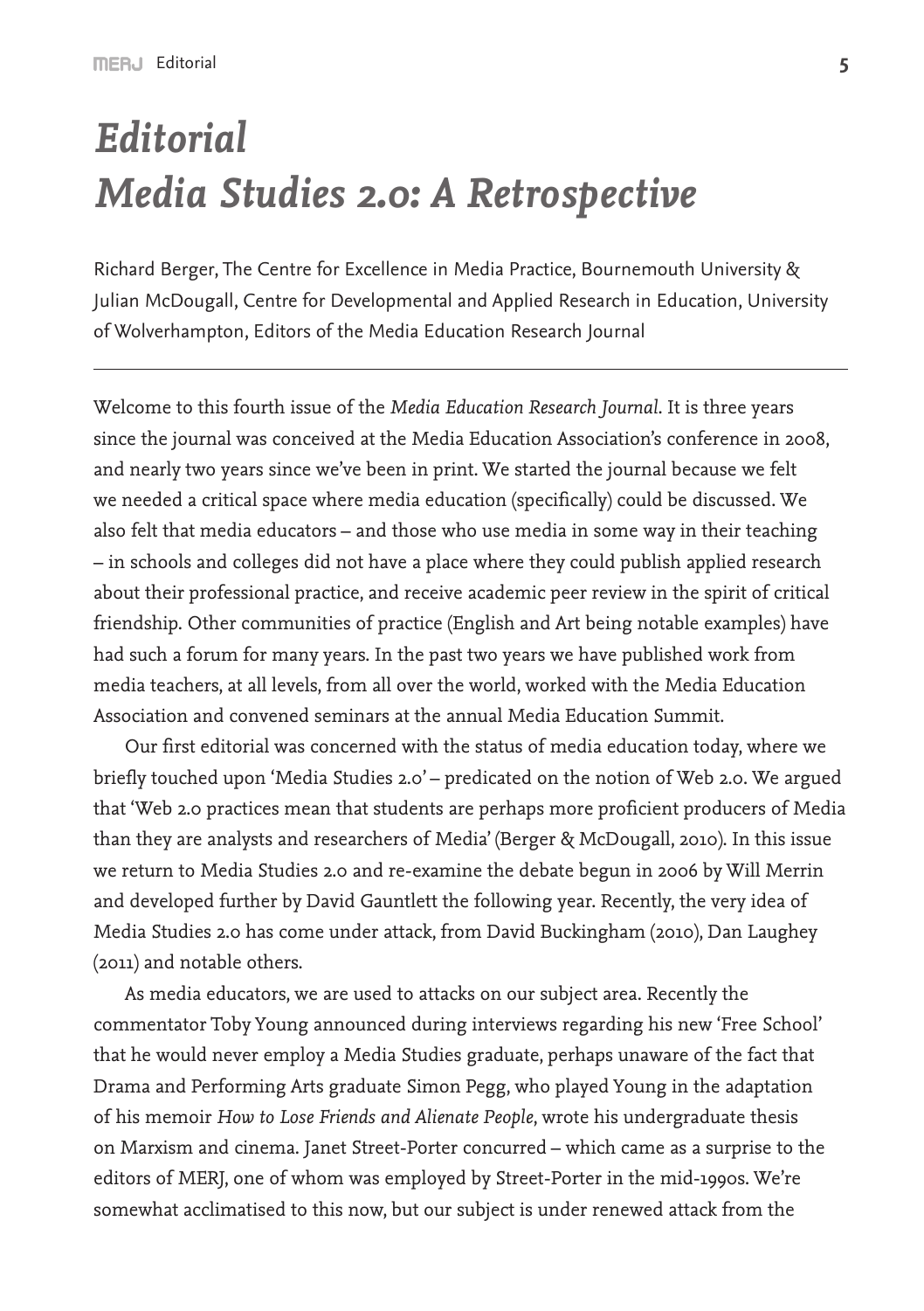# *Editorial*
# *Media Studies 2.0: A Retrospective*

Richard Berger, The Centre for Excellence in Media Practice, Bournemouth University & Julian McDougall, Centre for Developmental and Applied Research in Education, University of Wolverhampton, Editors of the Media Education Research Journal

---

Welcome to this fourth issue of the *Media Education Research Journal*. It is three years since the journal was conceived at the Media Education Association's conference in 2008, and nearly two years since we've been in print. We started the journal because we felt we needed a critical space where media education (specifically) could be discussed. We also felt that media educators – and those who use media in some way in their teaching – in schools and colleges did not have a place where they could publish applied research about their professional practice, and receive academic peer review in the spirit of critical friendship. Other communities of practice (English and Art being notable examples) have had such a forum for many years. In the past two years we have published work from media teachers, at all levels, from all over the world, worked with the Media Education Association and convened seminars at the annual Media Education Summit.

Our first editorial was concerned with the status of media education today, where we briefly touched upon 'Media Studies 2.0' – predicated on the notion of Web 2.0. We argued that 'Web 2.0 practices mean that students are perhaps more proficient producers of Media than they are analysts and researchers of Media' (Berger & McDougall, 2010). In this issue we return to Media Studies 2.0 and re-examine the debate begun in 2006 by Will Merrin and developed further by David Gauntlett the following year. Recently, the very idea of Media Studies 2.0 has come under attack, from David Buckingham (2010), Dan Laughey (2011) and notable others.

As media educators, we are used to attacks on our subject area. Recently the commentator Toby Young announced during interviews regarding his new 'Free School' that he would never employ a Media Studies graduate, perhaps unaware of the fact that Drama and Performing Arts graduate Simon Pegg, who played Young in the adaptation of his memoir *How to Lose Friends and Alienate People*, wrote his undergraduate thesis on Marxism and cinema. Janet Street-Porter concurred – which came as a surprise to the editors of MERJ, one of whom was employed by Street-Porter in the mid-1990s. We're somewhat acclimatised to this now, but our subject is under renewed attack from the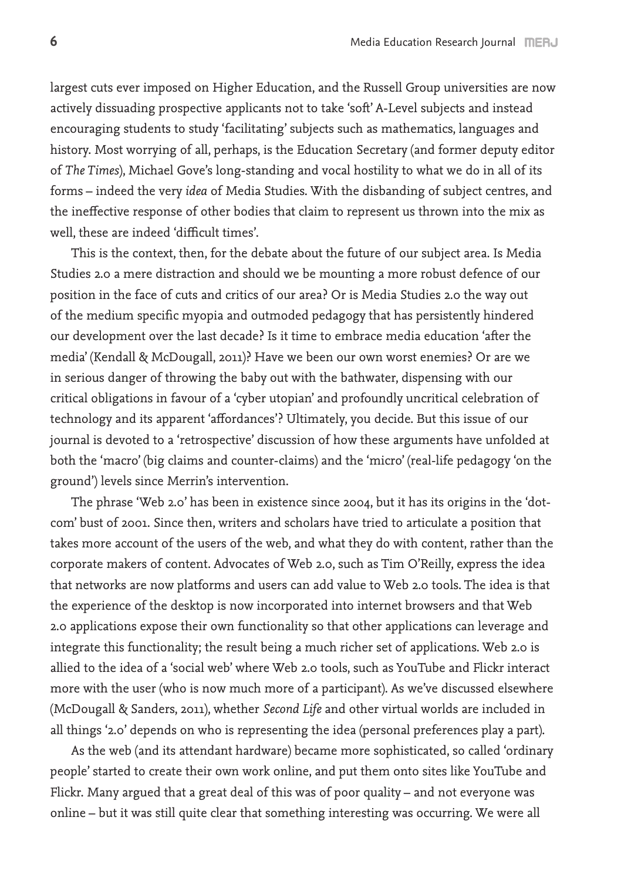largest cuts ever imposed on Higher Education, and the Russell Group universities are now actively dissuading prospective applicants not to take 'soft' A-Level subjects and instead encouraging students to study 'facilitating' subjects such as mathematics, languages and history. Most worrying of all, perhaps, is the Education Secretary (and former deputy editor of *The Times*), Michael Gove's long-standing and vocal hostility to what we do in all of its forms – indeed the very *idea* of Media Studies. With the disbanding of subject centres, and the ineffective response of other bodies that claim to represent us thrown into the mix as well, these are indeed 'difficult times'.

This is the context, then, for the debate about the future of our subject area. Is Media Studies 2.0 a mere distraction and should we be mounting a more robust defence of our position in the face of cuts and critics of our area? Or is Media Studies 2.0 the way out of the medium specific myopia and outmoded pedagogy that has persistently hindered our development over the last decade? Is it time to embrace media education 'after the media' (Kendall & McDougall, 2011)? Have we been our own worst enemies? Or are we in serious danger of throwing the baby out with the bathwater, dispensing with our critical obligations in favour of a 'cyber utopian' and profoundly uncritical celebration of technology and its apparent 'affordances'? Ultimately, you decide. But this issue of our journal is devoted to a 'retrospective' discussion of how these arguments have unfolded at both the 'macro' (big claims and counter-claims) and the 'micro' (real-life pedagogy 'on the ground') levels since Merrin's intervention.

The phrase 'Web 2.0' has been in existence since 2004, but it has its origins in the 'dot-com' bust of 2001. Since then, writers and scholars have tried to articulate a position that takes more account of the users of the web, and what they do with content, rather than the corporate makers of content. Advocates of Web 2.0, such as Tim O'Reilly, express the idea that networks are now platforms and users can add value to Web 2.0 tools. The idea is that the experience of the desktop is now incorporated into internet browsers and that Web 2.0 applications expose their own functionality so that other applications can leverage and integrate this functionality; the result being a much richer set of applications. Web 2.0 is allied to the idea of a 'social web' where Web 2.0 tools, such as YouTube and Flickr interact more with the user (who is now much more of a participant). As we've discussed elsewhere (McDougall & Sanders, 2011), whether *Second Life* and other virtual worlds are included in all things '2.0' depends on who is representing the idea (personal preferences play a part).

As the web (and its attendant hardware) became more sophisticated, so called 'ordinary people' started to create their own work online, and put them onto sites like YouTube and Flickr. Many argued that a great deal of this was of poor quality – and not everyone was online – but it was still quite clear that something interesting was occurring. We were all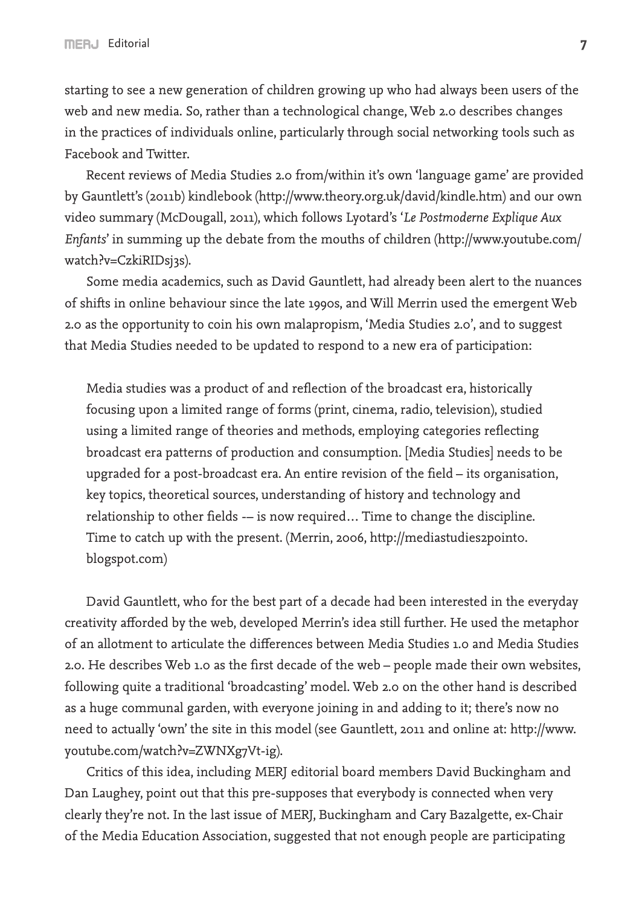starting to see a new generation of children growing up who had always been users of the web and new media. So, rather than a technological change, Web 2.0 describes changes in the practices of individuals online, particularly through social networking tools such as Facebook and Twitter.

Recent reviews of Media Studies 2.0 from/within it's own 'language game' are provided by Gauntlett's (2011b) kindlebook (http://www.theory.org.uk/david/kindle.htm) and our own video summary (McDougall, 2011), which follows Lyotard's '*Le Postmoderne Explique Aux Enfants*' in summing up the debate from the mouths of children (http://www.youtube.com/watch?v=CzkiRIDsj3s).

Some media academics, such as David Gauntlett, had already been alert to the nuances of shifts in online behaviour since the late 1990s, and Will Merrin used the emergent Web 2.0 as the opportunity to coin his own malapropism, 'Media Studies 2.0', and to suggest that Media Studies needed to be updated to respond to a new era of participation:

> Media studies was a product of and reflection of the broadcast era, historically focusing upon a limited range of forms (print, cinema, radio, television), studied using a limited range of theories and methods, employing categories reflecting broadcast era patterns of production and consumption. [Media Studies] needs to be upgraded for a post-broadcast era. An entire revision of the field – its organisation, key topics, theoretical sources, understanding of history and technology and relationship to other fields -– is now required… Time to change the discipline. Time to catch up with the present. (Merrin, 2006, http://mediastudies2point0.blogspot.com)

David Gauntlett, who for the best part of a decade had been interested in the everyday creativity afforded by the web, developed Merrin's idea still further. He used the metaphor of an allotment to articulate the differences between Media Studies 1.0 and Media Studies 2.0. He describes Web 1.0 as the first decade of the web – people made their own websites, following quite a traditional 'broadcasting' model. Web 2.0 on the other hand is described as a huge communal garden, with everyone joining in and adding to it; there's now no need to actually 'own' the site in this model (see Gauntlett, 2011 and online at: http://www.youtube.com/watch?v=ZWNXg7Vt-ig).

Critics of this idea, including MERJ editorial board members David Buckingham and Dan Laughey, point out that this pre-supposes that everybody is connected when very clearly they're not. In the last issue of MERJ, Buckingham and Cary Bazalgette, ex-Chair of the Media Education Association, suggested that not enough people are participating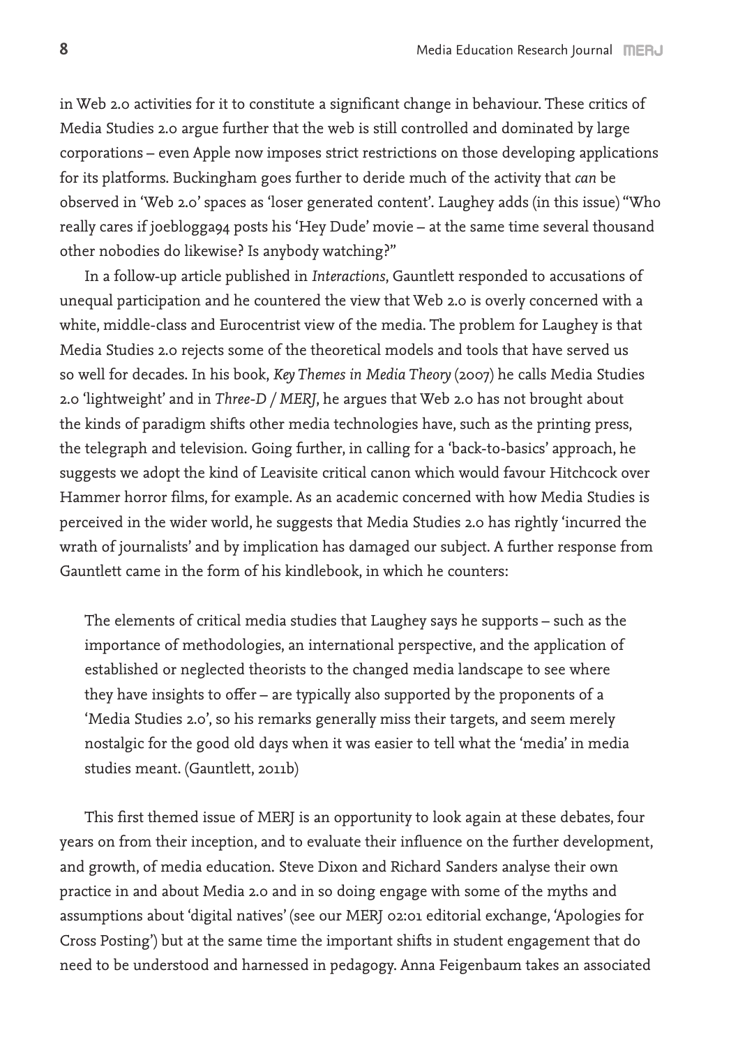in Web 2.0 activities for it to constitute a significant change in behaviour. These critics of Media Studies 2.0 argue further that the web is still controlled and dominated by large corporations – even Apple now imposes strict restrictions on those developing applications for its platforms. Buckingham goes further to deride much of the activity that *can* be observed in 'Web 2.0' spaces as 'loser generated content'. Laughey adds (in this issue) "Who really cares if joeblogga94 posts his 'Hey Dude' movie – at the same time several thousand other nobodies do likewise? Is anybody watching?"

In a follow-up article published in *Interactions*, Gauntlett responded to accusations of unequal participation and he countered the view that Web 2.0 is overly concerned with a white, middle-class and Eurocentrist view of the media. The problem for Laughey is that Media Studies 2.0 rejects some of the theoretical models and tools that have served us so well for decades. In his book, *Key Themes in Media Theory* (2007) he calls Media Studies 2.0 'lightweight' and in *Three-D / MERJ*, he argues that Web 2.0 has not brought about the kinds of paradigm shifts other media technologies have, such as the printing press, the telegraph and television. Going further, in calling for a 'back-to-basics' approach, he suggests we adopt the kind of Leavisite critical canon which would favour Hitchcock over Hammer horror films, for example. As an academic concerned with how Media Studies is perceived in the wider world, he suggests that Media Studies 2.0 has rightly 'incurred the wrath of journalists' and by implication has damaged our subject. A further response from Gauntlett came in the form of his kindlebook, in which he counters:

> The elements of critical media studies that Laughey says he supports – such as the importance of methodologies, an international perspective, and the application of established or neglected theorists to the changed media landscape to see where they have insights to offer – are typically also supported by the proponents of a 'Media Studies 2.0', so his remarks generally miss their targets, and seem merely nostalgic for the good old days when it was easier to tell what the 'media' in media studies meant. (Gauntlett, 2011b)

This first themed issue of MERJ is an opportunity to look again at these debates, four years on from their inception, and to evaluate their influence on the further development, and growth, of media education. Steve Dixon and Richard Sanders analyse their own practice in and about Media 2.0 and in so doing engage with some of the myths and assumptions about 'digital natives' (see our MERJ 02:01 editorial exchange, 'Apologies for Cross Posting') but at the same time the important shifts in student engagement that do need to be understood and harnessed in pedagogy. Anna Feigenbaum takes an associated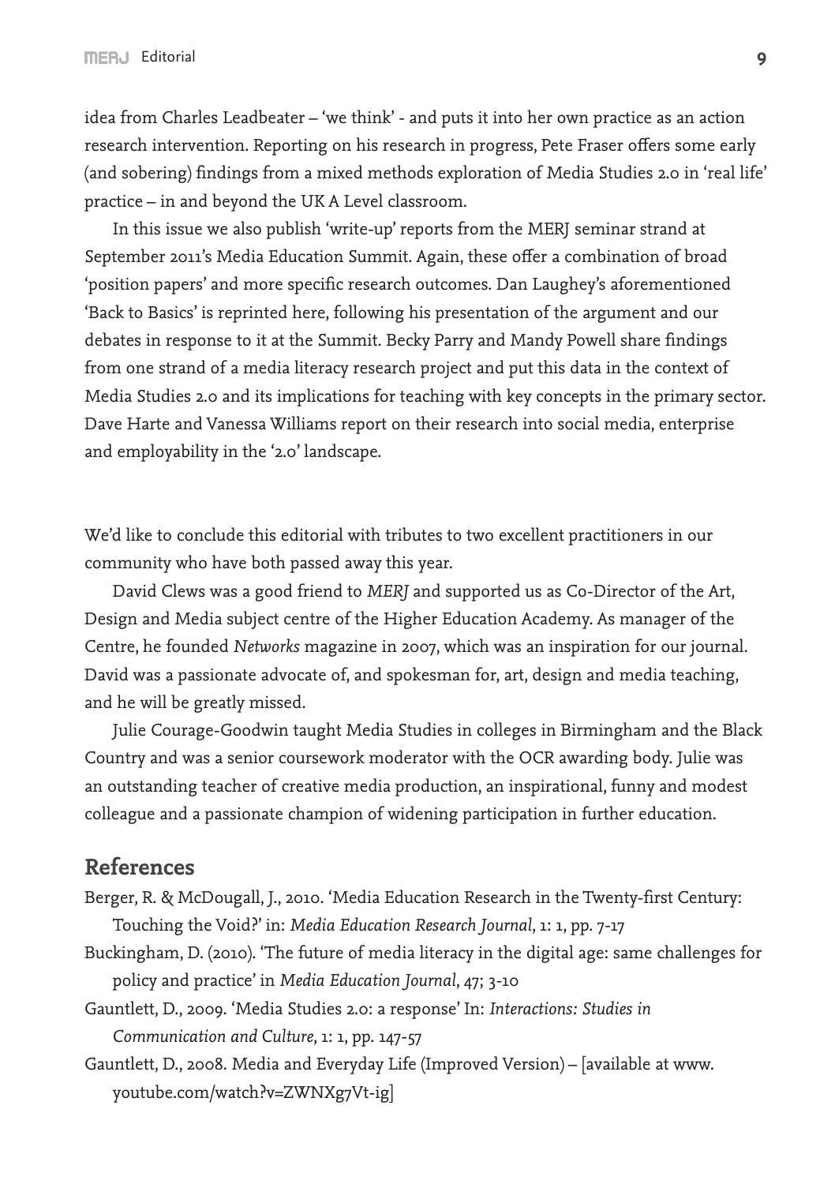idea from Charles Leadbeater – 'we think' - and puts it into her own practice as an action research intervention. Reporting on his research in progress, Pete Fraser offers some early (and sobering) findings from a mixed methods exploration of Media Studies 2.0 in 'real life' practice – in and beyond the UK A Level classroom.

In this issue we also publish 'write-up' reports from the MERJ seminar strand at September 2011's Media Education Summit. Again, these offer a combination of broad 'position papers' and more specific research outcomes. Dan Laughey's aforementioned 'Back to Basics' is reprinted here, following his presentation of the argument and our debates in response to it at the Summit. Becky Parry and Mandy Powell share findings from one strand of a media literacy research project and put this data in the context of Media Studies 2.0 and its implications for teaching with key concepts in the primary sector. Dave Harte and Vanessa Williams report on their research into social media, enterprise and employability in the '2.0' landscape.

We'd like to conclude this editorial with tributes to two excellent practitioners in our community who have both passed away this year.

David Clews was a good friend to *MERJ* and supported us as Co-Director of the Art, Design and Media subject centre of the Higher Education Academy. As manager of the Centre, he founded *Networks* magazine in 2007, which was an inspiration for our journal. David was a passionate advocate of, and spokesman for, art, design and media teaching, and he will be greatly missed.

Julie Courage-Goodwin taught Media Studies in colleges in Birmingham and the Black Country and was a senior coursework moderator with the OCR awarding body. Julie was an outstanding teacher of creative media production, an inspirational, funny and modest colleague and a passionate champion of widening participation in further education.

## References

Berger, R. & McDougall, J., 2010. 'Media Education Research in the Twenty-first Century: Touching the Void?' in: *Media Education Research Journal*, 1: 1, pp. 7-17

Buckingham, D. (2010). 'The future of media literacy in the digital age: same challenges for policy and practice' in *Media Education Journal*, 47; 3-10

Gauntlett, D., 2009. 'Media Studies 2.0: a response' In: *Interactions: Studies in Communication and Culture*, 1: 1, pp. 147-57

Gauntlett, D., 2008. Media and Everyday Life (Improved Version) – [available at www.youtube.com/watch?v=ZWNXg7Vt-ig]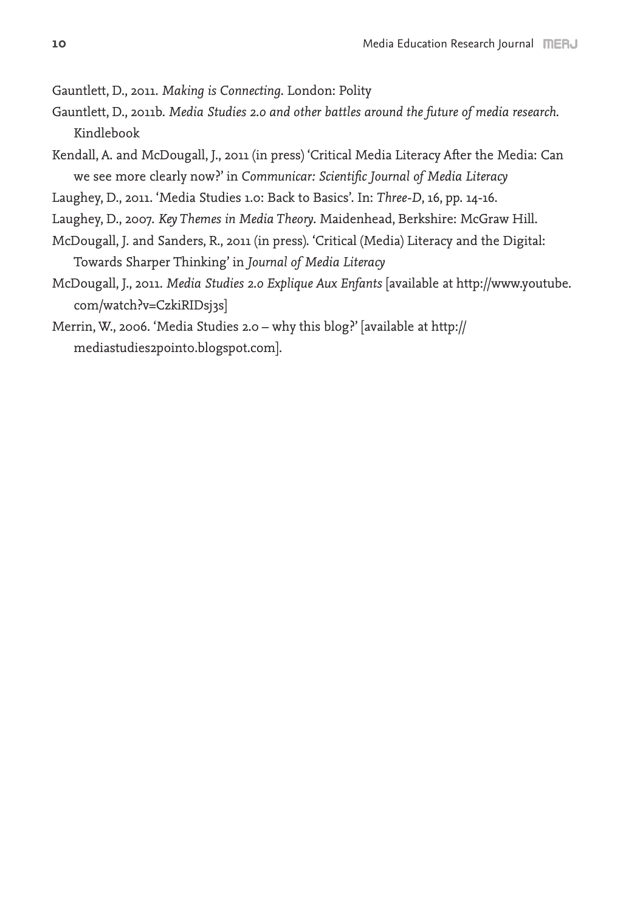Gauntlett, D., 2011. *Making is Connecting*. London: Polity

Gauntlett, D., 2011b. *Media Studies 2.0 and other battles around the future of media research*. Kindlebook

Kendall, A. and McDougall, J., 2011 (in press) 'Critical Media Literacy After the Media: Can we see more clearly now?' in *Communicar: Scientific Journal of Media Literacy*

Laughey, D., 2011. 'Media Studies 1.0: Back to Basics'. In: *Three-D*, 16, pp. 14-16.

Laughey, D., 2007. *Key Themes in Media Theory*. Maidenhead, Berkshire: McGraw Hill.

McDougall, J. and Sanders, R., 2011 (in press). 'Critical (Media) Literacy and the Digital: Towards Sharper Thinking' in *Journal of Media Literacy*

McDougall, J., 2011. *Media Studies 2.0 Explique Aux Enfants* [available at http://www.youtube.com/watch?v=CzkiRIDsj3s]

Merrin, W., 2006. 'Media Studies 2.0 – why this blog?' [available at http://mediastudies2point0.blogspot.com].